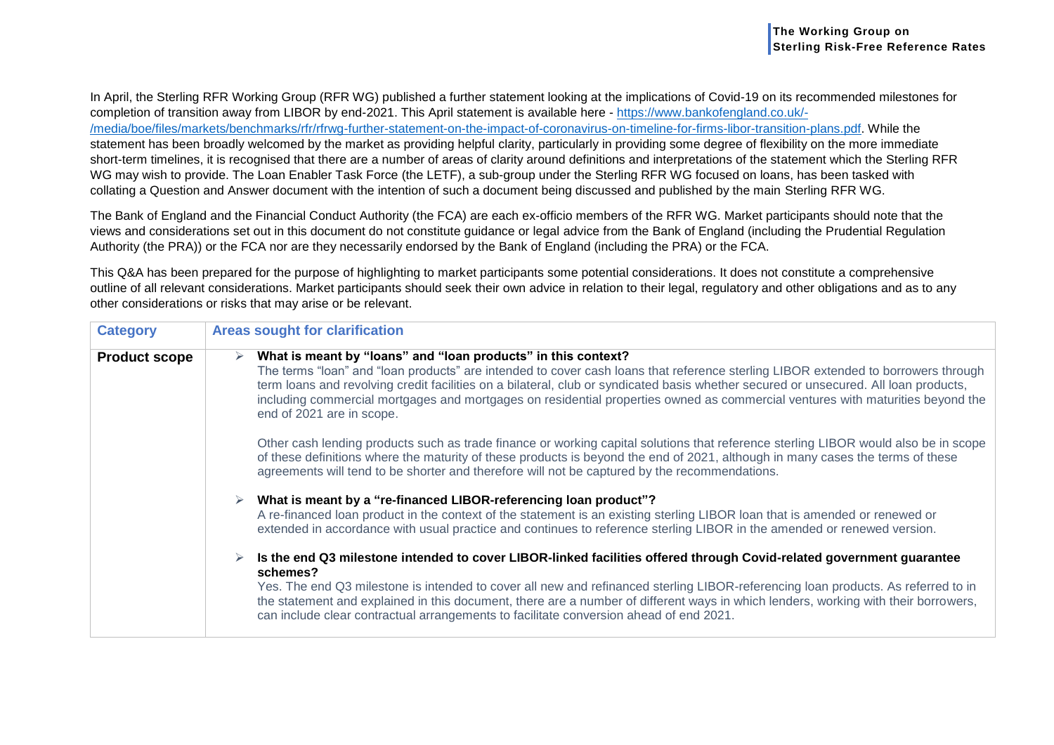In April, the Sterling RFR Working Group (RFR WG) published a further statement looking at the implications of Covid-19 on its recommended milestones for completion of transition away from LIBOR by end-2021. This April statement is available here - [https://www.bankofengland.co.uk/-/media/boe/files/markets/benchmarks/rfr/rfrwg-further-statement-on-the-impact-of-coronavirus-on-timeline-for-firms-libor-transition-plans.pdf](https://www.bankofengland.co.uk/-/media/boe/files/markets/benchmarks/rfr/rfrwg-further-statement-on-the-impact-of-coronavirus-on-timeline-for-firms-libor-transition-plans.pdf). While the statement has been broadly welcomed by the market as providing helpful clarity, particularly in providing some degree of flexibility on the more immediate short-term timelines, it is recognised that there are a number of areas of clarity around definitions and interpretations of the statement which the Sterling RFR WG may wish to provide. The Loan Enabler Task Force (the LETF), a sub-group under the Sterling RFR WG focused on loans, has been tasked with collating a Question and Answer document with the intention of such a document being discussed and published by the main Sterling RFR WG.

The Bank of England and the Financial Conduct Authority (the FCA) are each ex-officio members of the RFR WG. Market participants should note that the views and considerations set out in this document do not constitute guidance or legal advice from the Bank of England (including the Prudential Regulation Authority (the PRA)) or the FCA nor are they necessarily endorsed by the Bank of England (including the PRA) or the FCA.

This Q&A has been prepared for the purpose of highlighting to market participants some potential considerations. It does not constitute a comprehensive outline of all relevant considerations. Market participants should seek their own advice in relation to their legal, regulatory and other obligations and as to any other considerations or risks that may arise or be relevant.

| Category | Areas sought for clarification |
|---|---|
| **Product scope** | ➢ **What is meant by "loans" and "loan products" in this context?**<br>The terms "loan" and "loan products" are intended to cover cash loans that reference sterling LIBOR extended to borrowers through term loans and revolving credit facilities on a bilateral, club or syndicated basis whether secured or unsecured. All loan products, including commercial mortgages and mortgages on residential properties owned as commercial ventures with maturities beyond the end of 2021 are in scope.<br><br>Other cash lending products such as trade finance or working capital solutions that reference sterling LIBOR would also be in scope of these definitions where the maturity of these products is beyond the end of 2021, although in many cases the terms of these agreements will tend to be shorter and therefore will not be captured by the recommendations.<br><br>➢ **What is meant by a "re-financed LIBOR-referencing loan product"?**<br>A re-financed loan product in the context of the statement is an existing sterling LIBOR loan that is amended or renewed or extended in accordance with usual practice and continues to reference sterling LIBOR in the amended or renewed version.<br><br>➢ **Is the end Q3 milestone intended to cover LIBOR-linked facilities offered through Covid-related government guarantee schemes?**<br>Yes. The end Q3 milestone is intended to cover all new and refinanced sterling LIBOR-referencing loan products. As referred to in the statement and explained in this document, there are a number of different ways in which lenders, working with their borrowers, can include clear contractual arrangements to facilitate conversion ahead of end 2021. |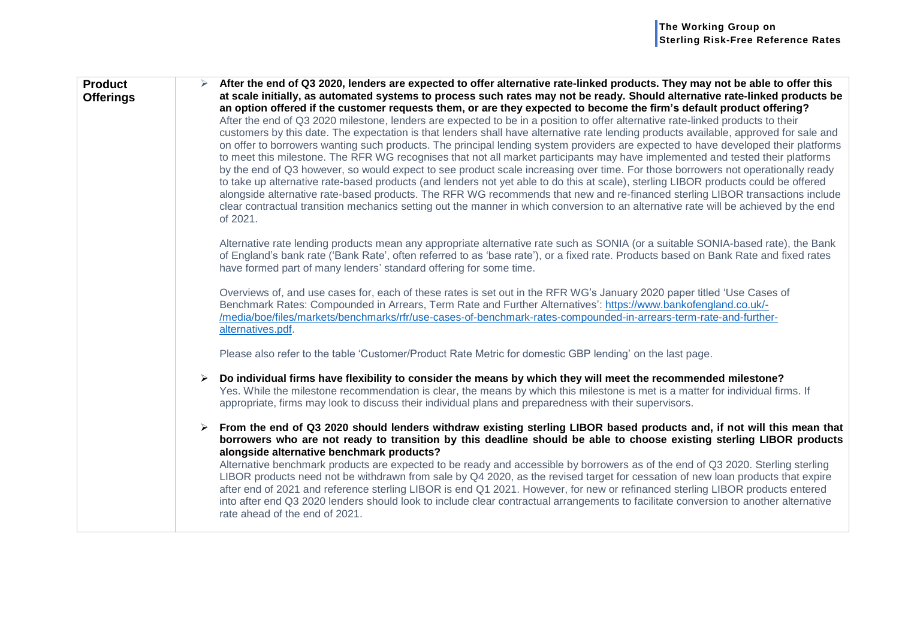| | |
|---|---|
| **Product Offerings** | ➢ **After the end of Q3 2020, lenders are expected to offer alternative rate-linked products. They may not be able to offer this at scale initially, as automated systems to process such rates may not be ready. Should alternative rate-linked products be an option offered if the customer requests them, or are they expected to become the firm's default product offering?**<br>After the end of Q3 2020 milestone, lenders are expected to be in a position to offer alternative rate-linked products to their customers by this date. The expectation is that lenders shall have alternative rate lending products available, approved for sale and on offer to borrowers wanting such products. The principal lending system providers are expected to have developed their platforms to meet this milestone. The RFR WG recognises that not all market participants may have implemented and tested their platforms by the end of Q3 however, so would expect to see product scale increasing over time. For those borrowers not operationally ready to take up alternative rate-based products (and lenders not yet able to do this at scale), sterling LIBOR products could be offered alongside alternative rate-based products. The RFR WG recommends that new and re-financed sterling LIBOR transactions include clear contractual transition mechanics setting out the manner in which conversion to an alternative rate will be achieved by the end of 2021.<br><br>Alternative rate lending products mean any appropriate alternative rate such as SONIA (or a suitable SONIA-based rate), the Bank of England's bank rate ('Bank Rate', often referred to as 'base rate'), or a fixed rate. Products based on Bank Rate and fixed rates have formed part of many lenders' standard offering for some time.<br><br>Overviews of, and use cases for, each of these rates is set out in the RFR WG's January 2020 paper titled 'Use Cases of Benchmark Rates: Compounded in Arrears, Term Rate and Further Alternatives': [https://www.bankofengland.co.uk/-/media/boe/files/markets/benchmarks/rfr/use-cases-of-benchmark-rates-compounded-in-arrears-term-rate-and-further-alternatives.pdf](https://www.bankofengland.co.uk/-/media/boe/files/markets/benchmarks/rfr/use-cases-of-benchmark-rates-compounded-in-arrears-term-rate-and-further-alternatives.pdf).<br><br>Please also refer to the table 'Customer/Product Rate Metric for domestic GBP lending' on the last page.<br><br>➢ **Do individual firms have flexibility to consider the means by which they will meet the recommended milestone?**<br>Yes. While the milestone recommendation is clear, the means by which this milestone is met is a matter for individual firms. If appropriate, firms may look to discuss their individual plans and preparedness with their supervisors.<br><br>➢ **From the end of Q3 2020 should lenders withdraw existing sterling LIBOR based products and, if not will this mean that borrowers who are not ready to transition by this deadline should be able to choose existing sterling LIBOR products alongside alternative benchmark products?**<br>Alternative benchmark products are expected to be ready and accessible by borrowers as of the end of Q3 2020. Sterling sterling LIBOR products need not be withdrawn from sale by Q4 2020, as the revised target for cessation of new loan products that expire after end of 2021 and reference sterling LIBOR is end Q1 2021. However, for new or refinanced sterling LIBOR products entered into after end Q3 2020 lenders should look to include clear contractual arrangements to facilitate conversion to another alternative rate ahead of the end of 2021. |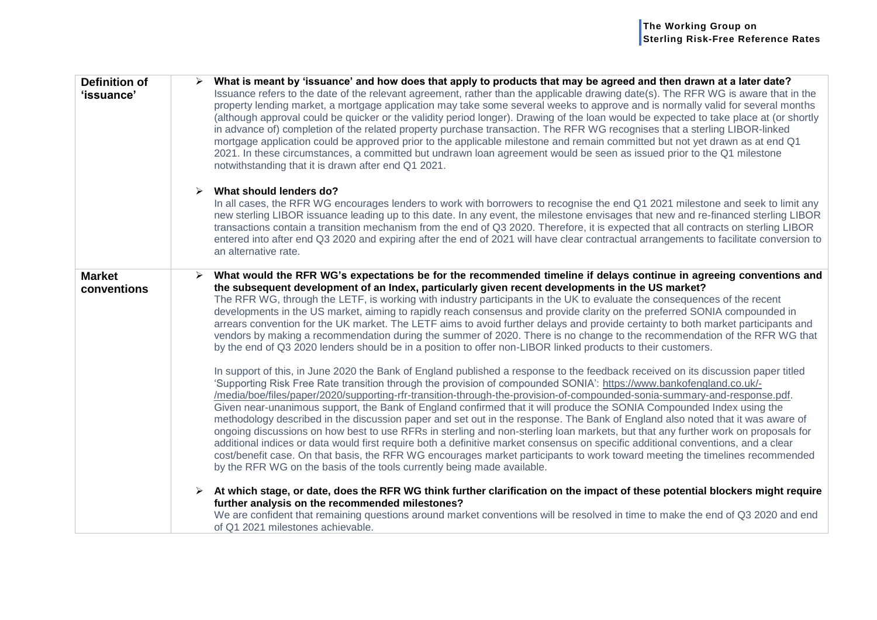| | |
|---|---|
| **Definition of 'issuance'** | ➢ **What is meant by 'issuance' and how does that apply to products that may be agreed and then drawn at a later date?**<br>Issuance refers to the date of the relevant agreement, rather than the applicable drawing date(s). The RFR WG is aware that in the property lending market, a mortgage application may take some several weeks to approve and is normally valid for several months (although approval could be quicker or the validity period longer). Drawing of the loan would be expected to take place at (or shortly in advance of) completion of the related property purchase transaction. The RFR WG recognises that a sterling LIBOR-linked mortgage application could be approved prior to the applicable milestone and remain committed but not yet drawn as at end Q1 2021. In these circumstances, a committed but undrawn loan agreement would be seen as issued prior to the Q1 milestone notwithstanding that it is drawn after end Q1 2021.<br><br>➢ **What should lenders do?**<br>In all cases, the RFR WG encourages lenders to work with borrowers to recognise the end Q1 2021 milestone and seek to limit any new sterling LIBOR issuance leading up to this date. In any event, the milestone envisages that new and re-financed sterling LIBOR transactions contain a transition mechanism from the end of Q3 2020. Therefore, it is expected that all contracts on sterling LIBOR entered into after end Q3 2020 and expiring after the end of 2021 will have clear contractual arrangements to facilitate conversion to an alternative rate. |
| **Market conventions** | ➢ **What would the RFR WG's expectations be for the recommended timeline if delays continue in agreeing conventions and the subsequent development of an Index, particularly given recent developments in the US market?**<br>The RFR WG, through the LETF, is working with industry participants in the UK to evaluate the consequences of the recent developments in the US market, aiming to rapidly reach consensus and provide clarity on the preferred SONIA compounded in arrears convention for the UK market. The LETF aims to avoid further delays and provide certainty to both market participants and vendors by making a recommendation during the summer of 2020. There is no change to the recommendation of the RFR WG that by the end of Q3 2020 lenders should be in a position to offer non-LIBOR linked products to their customers.<br><br>In support of this, in June 2020 the Bank of England published a response to the feedback received on its discussion paper titled 'Supporting Risk Free Rate transition through the provision of compounded SONIA': https://www.bankofengland.co.uk/-/media/boe/files/paper/2020/supporting-rfr-transition-through-the-provision-of-compounded-sonia-summary-and-response.pdf. Given near-unanimous support, the Bank of England confirmed that it will produce the SONIA Compounded Index using the methodology described in the discussion paper and set out in the response. The Bank of England also noted that it was aware of ongoing discussions on how best to use RFRs in sterling and non-sterling loan markets, but that any further work on proposals for additional indices or data would first require both a definitive market consensus on specific additional conventions, and a clear cost/benefit case. On that basis, the RFR WG encourages market participants to work toward meeting the timelines recommended by the RFR WG on the basis of the tools currently being made available.<br><br>➢ **At which stage, or date, does the RFR WG think further clarification on the impact of these potential blockers might require further analysis on the recommended milestones?**<br>We are confident that remaining questions around market conventions will be resolved in time to make the end of Q3 2020 and end of Q1 2021 milestones achievable. |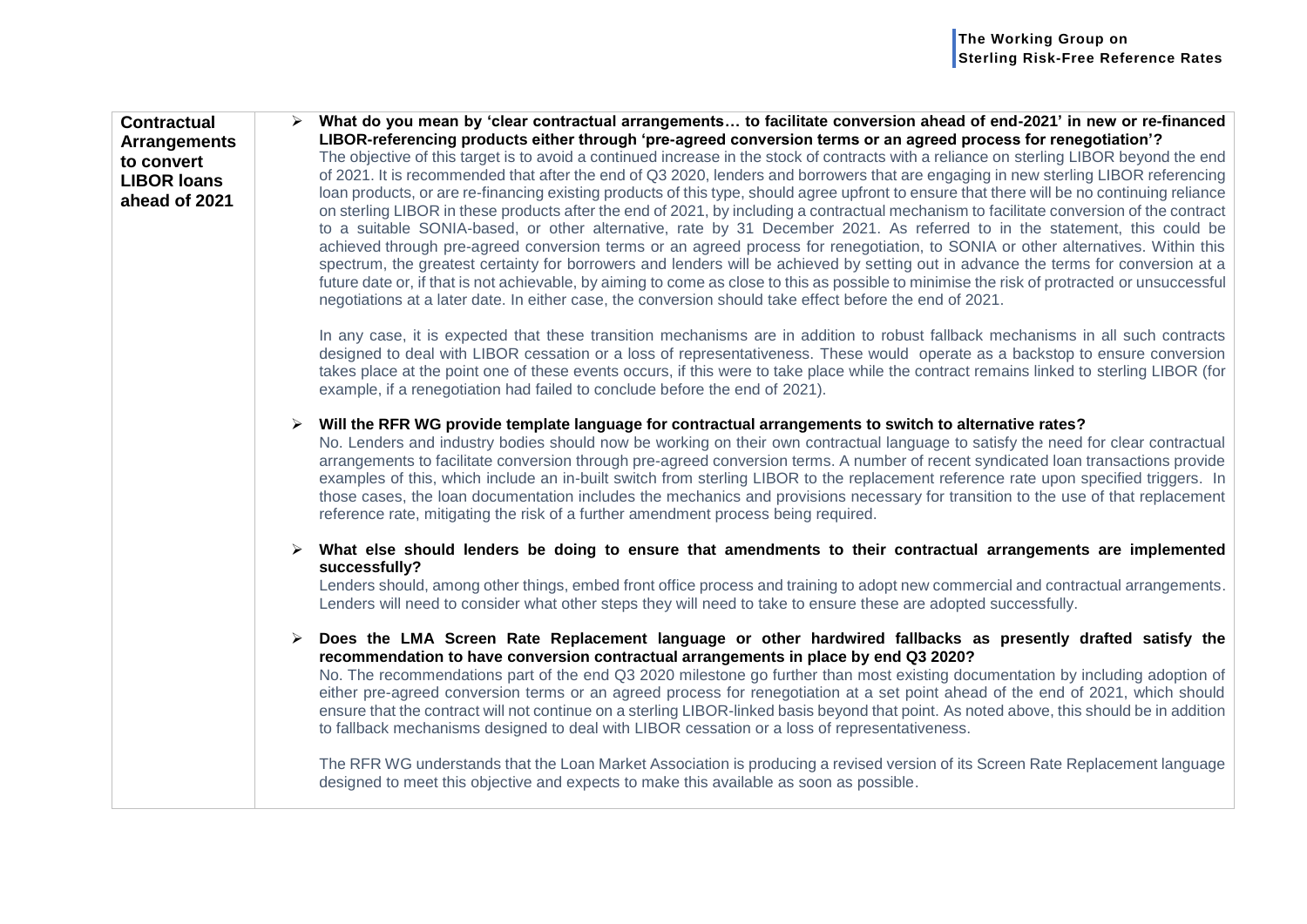| | |
|---|---|
| **Contractual Arrangements to convert LIBOR loans ahead of 2021** | ➢ **What do you mean by 'clear contractual arrangements… to facilitate conversion ahead of end-2021' in new or re-financed LIBOR-referencing products either through 'pre-agreed conversion terms or an agreed process for renegotiation'?**<br>The objective of this target is to avoid a continued increase in the stock of contracts with a reliance on sterling LIBOR beyond the end of 2021. It is recommended that after the end of Q3 2020, lenders and borrowers that are engaging in new sterling LIBOR referencing loan products, or are re-financing existing products of this type, should agree upfront to ensure that there will be no continuing reliance on sterling LIBOR in these products after the end of 2021, by including a contractual mechanism to facilitate conversion of the contract to a suitable SONIA-based, or other alternative, rate by 31 December 2021. As referred to in the statement, this could be achieved through pre-agreed conversion terms or an agreed process for renegotiation, to SONIA or other alternatives. Within this spectrum, the greatest certainty for borrowers and lenders will be achieved by setting out in advance the terms for conversion at a future date or, if that is not achievable, by aiming to come as close to this as possible to minimise the risk of protracted or unsuccessful negotiations at a later date. In either case, the conversion should take effect before the end of 2021.<br><br>In any case, it is expected that these transition mechanisms are in addition to robust fallback mechanisms in all such contracts designed to deal with LIBOR cessation or a loss of representativeness. These would operate as a backstop to ensure conversion takes place at the point one of these events occurs, if this were to take place while the contract remains linked to sterling LIBOR (for example, if a renegotiation had failed to conclude before the end of 2021).<br><br>➢ **Will the RFR WG provide template language for contractual arrangements to switch to alternative rates?**<br>No. Lenders and industry bodies should now be working on their own contractual language to satisfy the need for clear contractual arrangements to facilitate conversion through pre-agreed conversion terms. A number of recent syndicated loan transactions provide examples of this, which include an in-built switch from sterling LIBOR to the replacement reference rate upon specified triggers. In those cases, the loan documentation includes the mechanics and provisions necessary for transition to the use of that replacement reference rate, mitigating the risk of a further amendment process being required.<br><br>➢ **What else should lenders be doing to ensure that amendments to their contractual arrangements are implemented successfully?**<br>Lenders should, among other things, embed front office process and training to adopt new commercial and contractual arrangements. Lenders will need to consider what other steps they will need to take to ensure these are adopted successfully.<br><br>➢ **Does the LMA Screen Rate Replacement language or other hardwired fallbacks as presently drafted satisfy the recommendation to have conversion contractual arrangements in place by end Q3 2020?**<br>No. The recommendations part of the end Q3 2020 milestone go further than most existing documentation by including adoption of either pre-agreed conversion terms or an agreed process for renegotiation at a set point ahead of the end of 2021, which should ensure that the contract will not continue on a sterling LIBOR-linked basis beyond that point. As noted above, this should be in addition to fallback mechanisms designed to deal with LIBOR cessation or a loss of representativeness.<br><br>The RFR WG understands that the Loan Market Association is producing a revised version of its Screen Rate Replacement language designed to meet this objective and expects to make this available as soon as possible. |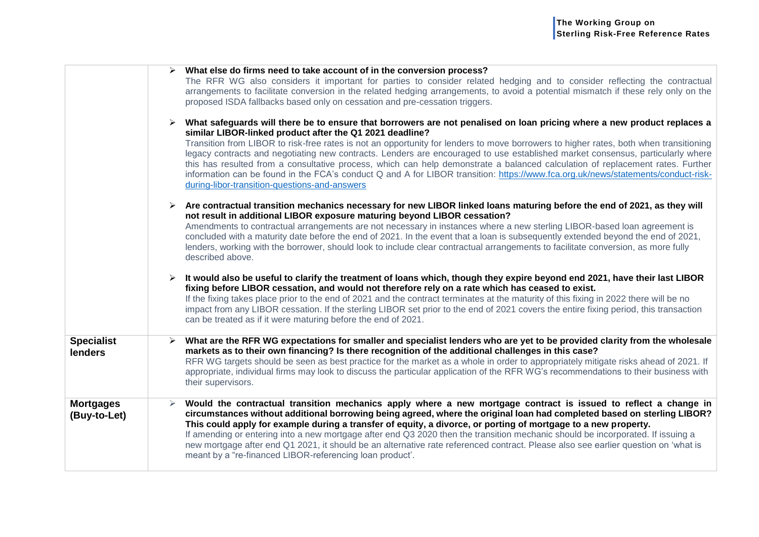| | |
|---|---|
| | ➢ **What else do firms need to take account of in the conversion process?**<br>The RFR WG also considers it important for parties to consider related hedging and to consider reflecting the contractual arrangements to facilitate conversion in the related hedging arrangements, to avoid a potential mismatch if these rely only on the proposed ISDA fallbacks based only on cessation and pre-cessation triggers.<br><br>➢ **What safeguards will there be to ensure that borrowers are not penalised on loan pricing where a new product replaces a similar LIBOR-linked product after the Q1 2021 deadline?**<br>Transition from LIBOR to risk-free rates is not an opportunity for lenders to move borrowers to higher rates, both when transitioning legacy contracts and negotiating new contracts. Lenders are encouraged to use established market consensus, particularly where this has resulted from a consultative process, which can help demonstrate a balanced calculation of replacement rates. Further information can be found in the FCA's conduct Q and A for LIBOR transition: [https://www.fca.org.uk/news/statements/conduct-risk-during-libor-transition-questions-and-answers](https://www.fca.org.uk/news/statements/conduct-risk-during-libor-transition-questions-and-answers)<br><br>➢ **Are contractual transition mechanics necessary for new LIBOR linked loans maturing before the end of 2021, as they will not result in additional LIBOR exposure maturing beyond LIBOR cessation?**<br>Amendments to contractual arrangements are not necessary in instances where a new sterling LIBOR-based loan agreement is concluded with a maturity date before the end of 2021. In the event that a loan is subsequently extended beyond the end of 2021, lenders, working with the borrower, should look to include clear contractual arrangements to facilitate conversion, as more fully described above.<br><br>➢ **It would also be useful to clarify the treatment of loans which, though they expire beyond end 2021, have their last LIBOR fixing before LIBOR cessation, and would not therefore rely on a rate which has ceased to exist.**<br>If the fixing takes place prior to the end of 2021 and the contract terminates at the maturity of this fixing in 2022 there will be no impact from any LIBOR cessation. If the sterling LIBOR set prior to the end of 2021 covers the entire fixing period, this transaction can be treated as if it were maturing before the end of 2021. |
| **Specialist lenders** | ➢ **What are the RFR WG expectations for smaller and specialist lenders who are yet to be provided clarity from the wholesale markets as to their own financing? Is there recognition of the additional challenges in this case?**<br>RFR WG targets should be seen as best practice for the market as a whole in order to appropriately mitigate risks ahead of 2021. If appropriate, individual firms may look to discuss the particular application of the RFR WG's recommendations to their business with their supervisors. |
| **Mortgages (Buy-to-Let)** | ➢ **Would the contractual transition mechanics apply where a new mortgage contract is issued to reflect a change in circumstances without additional borrowing being agreed, where the original loan had completed based on sterling LIBOR? This could apply for example during a transfer of equity, a divorce, or porting of mortgage to a new property.**<br>If amending or entering into a new mortgage after end Q3 2020 then the transition mechanic should be incorporated. If issuing a new mortgage after end Q1 2021, it should be an alternative rate referenced contract. Please also see earlier question on 'what is meant by a "re-financed LIBOR-referencing loan product'. |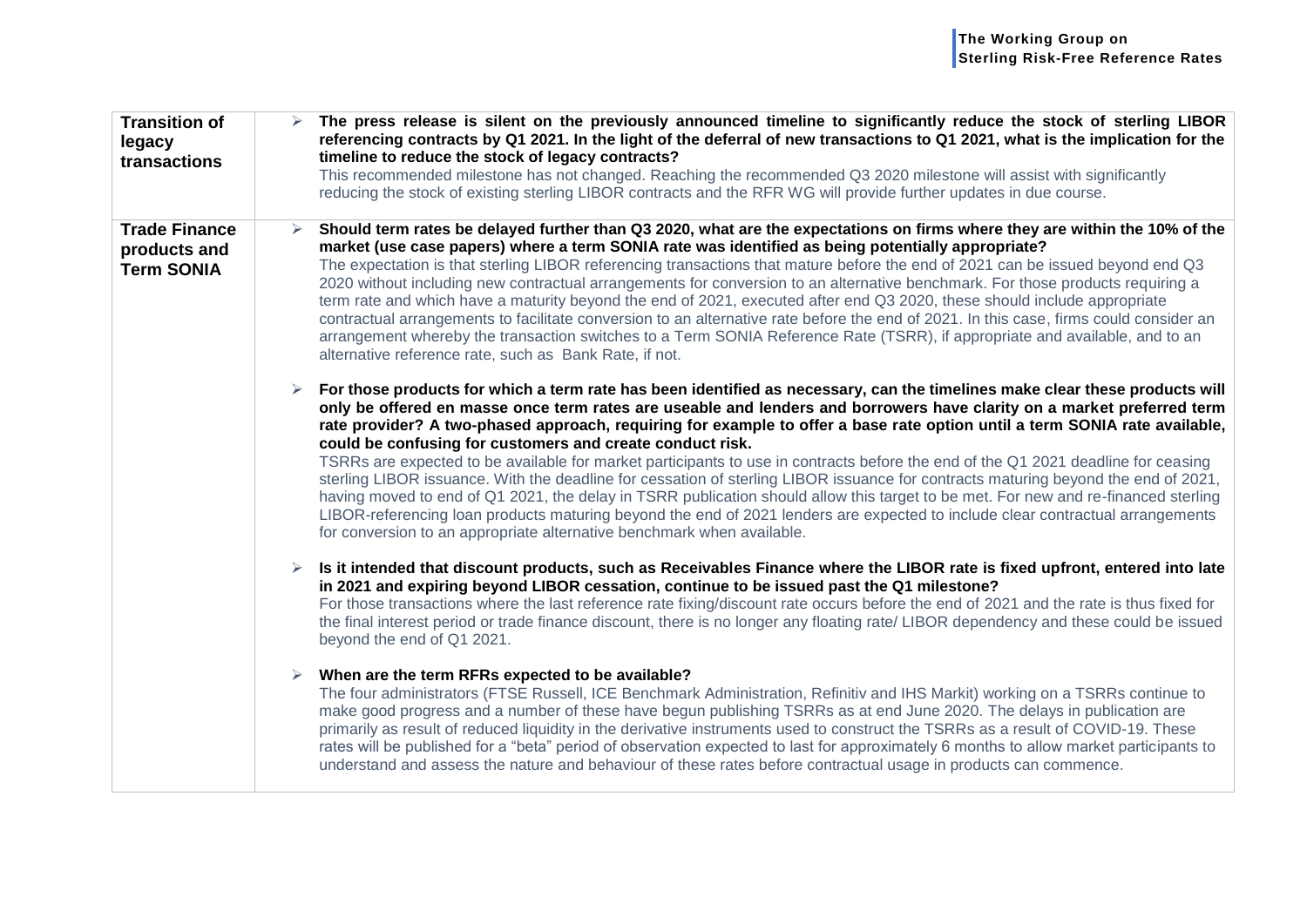| | |
|---|---|
| **Transition of legacy transactions** | ➢ **The press release is silent on the previously announced timeline to significantly reduce the stock of sterling LIBOR referencing contracts by Q1 2021. In the light of the deferral of new transactions to Q1 2021, what is the implication for the timeline to reduce the stock of legacy contracts?**<br>This recommended milestone has not changed. Reaching the recommended Q3 2020 milestone will assist with significantly reducing the stock of existing sterling LIBOR contracts and the RFR WG will provide further updates in due course. |
| **Trade Finance products and Term SONIA** | ➢ **Should term rates be delayed further than Q3 2020, what are the expectations on firms where they are within the 10% of the market (use case papers) where a term SONIA rate was identified as being potentially appropriate?**<br>The expectation is that sterling LIBOR referencing transactions that mature before the end of 2021 can be issued beyond end Q3 2020 without including new contractual arrangements for conversion to an alternative benchmark. For those products requiring a term rate and which have a maturity beyond the end of 2021, executed after end Q3 2020, these should include appropriate contractual arrangements to facilitate conversion to an alternative rate before the end of 2021. In this case, firms could consider an arrangement whereby the transaction switches to a Term SONIA Reference Rate (TSRR), if appropriate and available, and to an alternative reference rate, such as Bank Rate, if not.<br><br>➢ **For those products for which a term rate has been identified as necessary, can the timelines make clear these products will only be offered en masse once term rates are useable and lenders and borrowers have clarity on a market preferred term rate provider? A two-phased approach, requiring for example to offer a base rate option until a term SONIA rate available, could be confusing for customers and create conduct risk.**<br>TSRRs are expected to be available for market participants to use in contracts before the end of the Q1 2021 deadline for ceasing sterling LIBOR issuance. With the deadline for cessation of sterling LIBOR issuance for contracts maturing beyond the end of 2021, having moved to end of Q1 2021, the delay in TSRR publication should allow this target to be met. For new and re-financed sterling LIBOR-referencing loan products maturing beyond the end of 2021 lenders are expected to include clear contractual arrangements for conversion to an appropriate alternative benchmark when available.<br><br>➢ **Is it intended that discount products, such as Receivables Finance where the LIBOR rate is fixed upfront, entered into late in 2021 and expiring beyond LIBOR cessation, continue to be issued past the Q1 milestone?**<br>For those transactions where the last reference rate fixing/discount rate occurs before the end of 2021 and the rate is thus fixed for the final interest period or trade finance discount, there is no longer any floating rate/ LIBOR dependency and these could be issued beyond the end of Q1 2021.<br><br>➢ **When are the term RFRs expected to be available?**<br>The four administrators (FTSE Russell, ICE Benchmark Administration, Refinitiv and IHS Markit) working on a TSRRs continue to make good progress and a number of these have begun publishing TSRRs as at end June 2020. The delays in publication are primarily as result of reduced liquidity in the derivative instruments used to construct the TSRRs as a result of COVID-19. These rates will be published for a "beta" period of observation expected to last for approximately 6 months to allow market participants to understand and assess the nature and behaviour of these rates before contractual usage in products can commence. |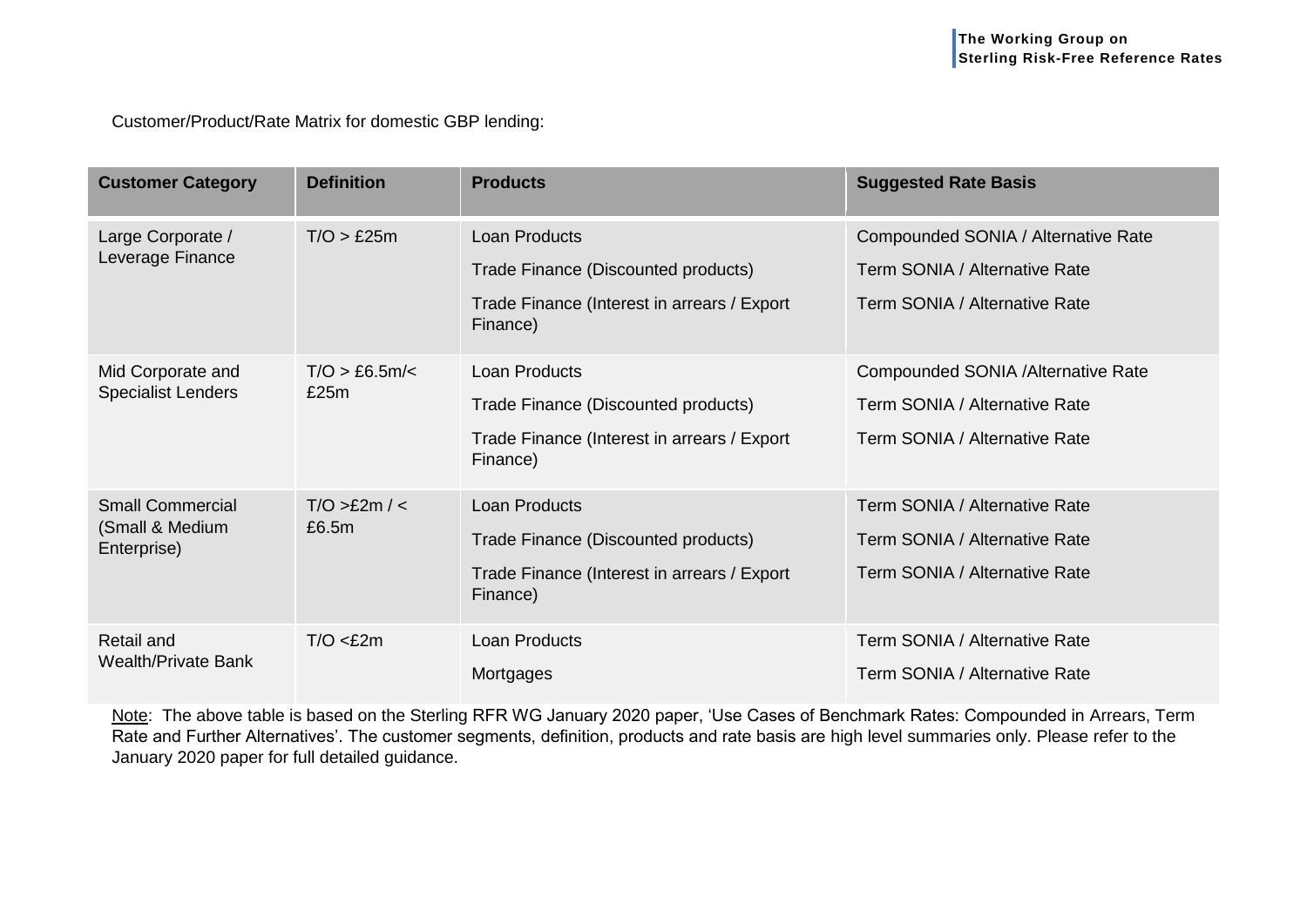Customer/Product/Rate Matrix for domestic GBP lending:

| Customer Category | Definition | Products | Suggested Rate Basis |
|---|---|---|---|
| Large Corporate / Leverage Finance | T/O > £25m | Loan Products | Compounded SONIA / Alternative Rate |
| | | Trade Finance (Discounted products) | Term SONIA / Alternative Rate |
| | | Trade Finance (Interest in arrears / Export Finance) | Term SONIA / Alternative Rate |
| Mid Corporate and Specialist Lenders | T/O > £6.5m/< £25m | Loan Products | Compounded SONIA /Alternative Rate |
| | | Trade Finance (Discounted products) | Term SONIA / Alternative Rate |
| | | Trade Finance (Interest in arrears / Export Finance) | Term SONIA / Alternative Rate |
| Small Commercial (Small & Medium Enterprise) | T/O >£2m / < £6.5m | Loan Products | Term SONIA / Alternative Rate |
| | | Trade Finance (Discounted products) | Term SONIA / Alternative Rate |
| | | Trade Finance (Interest in arrears / Export Finance) | Term SONIA / Alternative Rate |
| Retail and Wealth/Private Bank | T/O <£2m | Loan Products | Term SONIA / Alternative Rate |
| | | Mortgages | Term SONIA / Alternative Rate |

Note: The above table is based on the Sterling RFR WG January 2020 paper, 'Use Cases of Benchmark Rates: Compounded in Arrears, Term Rate and Further Alternatives'. The customer segments, definition, products and rate basis are high level summaries only. Please refer to the January 2020 paper for full detailed guidance.